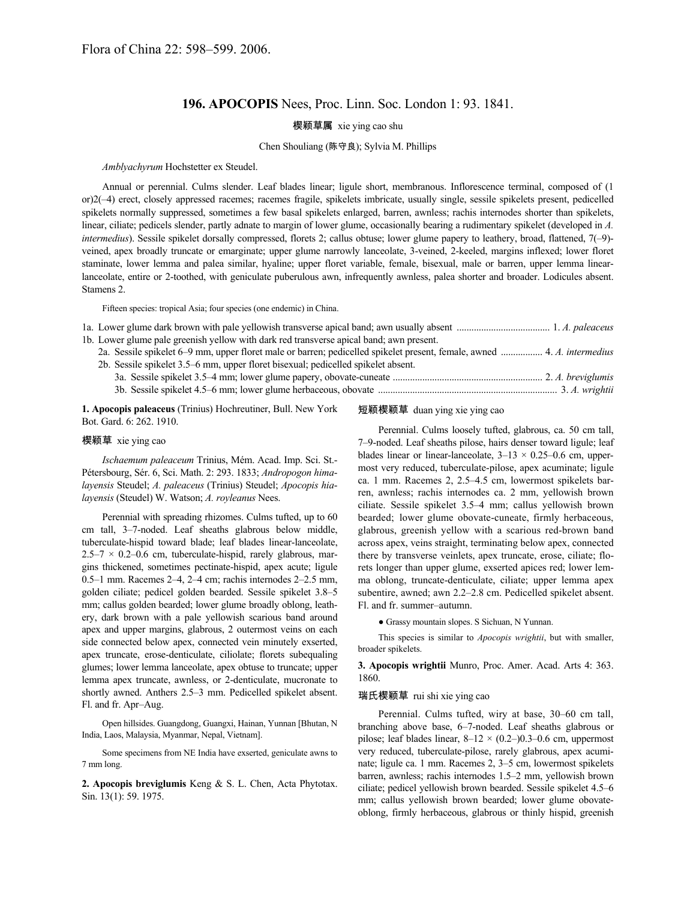Flora of China 22: 598–599. 2006.

# 196. APOCOPIS Nees, Proc. Linn. Soc. London 1: 93. 1841.

楔颖草属 xie ying cao shu

Chen Shouliang (陈守良); Sylvia M. Phillips

*Amblyachyrum* Hochstetter ex Steudel.

Annual or perennial. Culms slender. Leaf blades linear; ligule short, membranous. Inflorescence terminal, composed of (1 or)2(–4) erect, closely appressed racemes; racemes fragile, spikelets imbricate, usually single, sessile spikelets present, pedicelled spikelets normally suppressed, sometimes a few basal spikelets enlarged, barren, awnless; rachis internodes shorter than spikelets, linear, ciliate; pedicels slender, partly adnate to margin of lower glume, occasionally bearing a rudimentary spikelet (developed in *A. intermedius*). Sessile spikelet dorsally compressed, florets 2; callus obtuse; lower glume papery to leathery, broad, flattened, 7(–9)-veined, apex broadly truncate or emarginate; upper glume narrowly lanceolate, 3-veined, 2-keeled, margins inflexed; lower floret staminate, lower lemma and palea similar, hyaline; upper floret variable, female, bisexual, male or barren, upper lemma linear-lanceolate, entire or 2-toothed, with geniculate puberulous awn, infrequently awnless, palea shorter and broader. Lodicules absent. Stamens 2.

Fifteen species: tropical Asia; four species (one endemic) in China.

1a. Lower glume dark brown with pale yellowish transverse apical band; awn usually absent ..................................... 1. *A. paleaceus*
1b. Lower glume pale greenish yellow with dark red transverse apical band; awn present.
  2a. Sessile spikelet 6–9 mm, upper floret male or barren; pedicelled spikelet present, female, awned ................. 4. *A. intermedius*
  2b. Sessile spikelet 3.5–6 mm, upper floret bisexual; pedicelled spikelet absent.
    3a. Sessile spikelet 3.5–4 mm; lower glume papery, obovate-cuneate ............................................................ 2. *A. breviglumis*
    3b. Sessile spikelet 4.5–6 mm; lower glume herbaceous, obovate ......................................................................... 3. *A. wrightii*

**1. Apocopis paleaceus** (Trinius) Hochreutiner, Bull. New York Bot. Gard. 6: 262. 1910.

楔颖草 xie ying cao

*Ischaemum paleaceum* Trinius, Mém. Acad. Imp. Sci. St.-Pétersbourg, Sér. 6, Sci. Math. 2: 293. 1833; *Andropogon himalayensis* Steudel; *A. paleaceus* (Trinius) Steudel; *Apocopis hialayensis* (Steudel) W. Watson; *A. royleanus* Nees.

Perennial with spreading rhizomes. Culms tufted, up to 60 cm tall, 3–7-noded. Leaf sheaths glabrous below middle, tuberculate-hispid toward blade; leaf blades linear-lanceolate, 2.5–7 × 0.2–0.6 cm, tuberculate-hispid, rarely glabrous, margins thickened, sometimes pectinate-hispid, apex acute; ligule 0.5–1 mm. Racemes 2–4, 2–4 cm; rachis internodes 2–2.5 mm, golden ciliate; pedicel golden bearded. Sessile spikelet 3.8–5 mm; callus golden bearded; lower glume broadly oblong, leathery, dark brown with a pale yellowish scarious band around apex and upper margins, glabrous, 2 outermost veins on each side connected below apex, connected vein minutely exserted, apex truncate, erose-denticulate, ciliolate; florets subequaling glumes; lower lemma lanceolate, apex obtuse to truncate; upper lemma apex truncate, awnless, or 2-denticulate, mucronate to shortly awned. Anthers 2.5–3 mm. Pedicelled spikelet absent. Fl. and fr. Apr–Aug.

Open hillsides. Guangdong, Guangxi, Hainan, Yunnan [Bhutan, N India, Laos, Malaysia, Myanmar, Nepal, Vietnam].

Some specimens from NE India have exserted, geniculate awns to 7 mm long.

**2. Apocopis breviglumis** Keng & S. L. Chen, Acta Phytotax. Sin. 13(1): 59. 1975.

短颖楔颖草 duan ying xie ying cao

Perennial. Culms loosely tufted, glabrous, ca. 50 cm tall, 7–9-noded. Leaf sheaths pilose, hairs denser toward ligule; leaf blades linear or linear-lanceolate, 3–13 × 0.25–0.6 cm, uppermost very reduced, tuberculate-pilose, apex acuminate; ligule ca. 1 mm. Racemes 2, 2.5–4.5 cm, lowermost spikelets barren, awnless; rachis internodes ca. 2 mm, yellowish brown ciliate. Sessile spikelet 3.5–4 mm; callus yellowish brown bearded; lower glume obovate-cuneate, firmly herbaceous, glabrous, greenish yellow with a scarious red-brown band across apex, veins straight, terminating below apex, connected there by transverse veinlets, apex truncate, erose, ciliate; florets longer than upper glume, exserted apices red; lower lemma oblong, truncate-denticulate, ciliate; upper lemma apex subentire, awned; awn 2.2–2.8 cm. Pedicelled spikelet absent. Fl. and fr. summer–autumn.

● Grassy mountain slopes. S Sichuan, N Yunnan.

This species is similar to *Apocopis wrightii*, but with smaller, broader spikelets.

**3. Apocopis wrightii** Munro, Proc. Amer. Acad. Arts 4: 363. 1860.

瑞氏楔颖草 rui shi xie ying cao

Perennial. Culms tufted, wiry at base, 30–60 cm tall, branching above base, 6–7-noded. Leaf sheaths glabrous or pilose; leaf blades linear, 8–12 × (0.2–)0.3–0.6 cm, uppermost very reduced, tuberculate-pilose, rarely glabrous, apex acuminate; ligule ca. 1 mm. Racemes 2, 3–5 cm, lowermost spikelets barren, awnless; rachis internodes 1.5–2 mm, yellowish brown ciliate; pedicel yellowish brown bearded. Sessile spikelet 4.5–6 mm; callus yellowish brown bearded; lower glume obovate-oblong, firmly herbaceous, glabrous or thinly hispid, greenish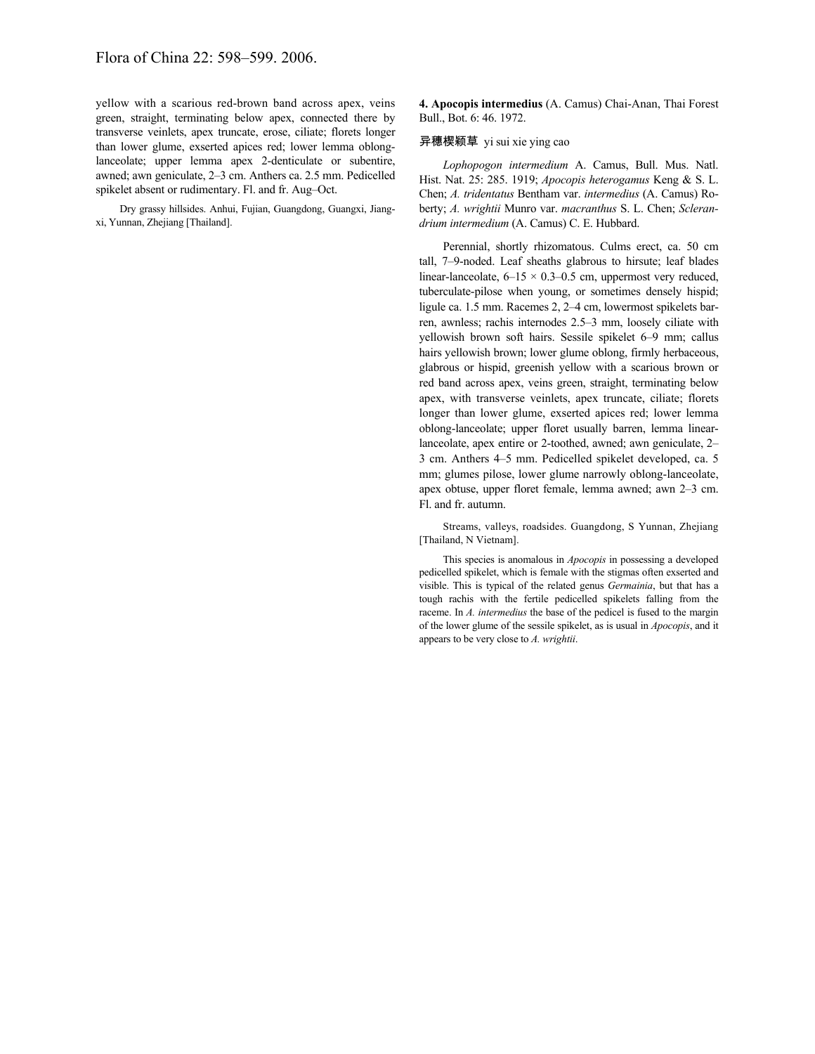yellow with a scarious red-brown band across apex, veins green, straight, terminating below apex, connected there by transverse veinlets, apex truncate, erose, ciliate; florets longer than lower glume, exserted apices red; lower lemma oblong-lanceolate; upper lemma apex 2-denticulate or subentire, awned; awn geniculate, 2–3 cm. Anthers ca. 2.5 mm. Pedicelled spikelet absent or rudimentary. Fl. and fr. Aug–Oct.

Dry grassy hillsides. Anhui, Fujian, Guangdong, Guangxi, Jiangxi, Yunnan, Zhejiang [Thailand].

**4. Apocopis intermedius** (A. Camus) Chai-Anan, Thai Forest Bull., Bot. 6: 46. 1972.

异穗楔颖草 yi sui xie ying cao

*Lophopogon intermedium* A. Camus, Bull. Mus. Natl. Hist. Nat. 25: 285. 1919; *Apocopis heterogamus* Keng & S. L. Chen; *A. tridentatus* Bentham var. *intermedius* (A. Camus) Roberty; *A. wrightii* Munro var. *macranthus* S. L. Chen; *Sclerandrium intermedium* (A. Camus) C. E. Hubbard.

Perennial, shortly rhizomatous. Culms erect, ca. 50 cm tall, 7–9-noded. Leaf sheaths glabrous to hirsute; leaf blades linear-lanceolate, 6–15 × 0.3–0.5 cm, uppermost very reduced, tuberculate-pilose when young, or sometimes densely hispid; ligule ca. 1.5 mm. Racemes 2, 2–4 cm, lowermost spikelets barren, awnless; rachis internodes 2.5–3 mm, loosely ciliate with yellowish brown soft hairs. Sessile spikelet 6–9 mm; callus hairs yellowish brown; lower glume oblong, firmly herbaceous, glabrous or hispid, greenish yellow with a scarious brown or red band across apex, veins green, straight, terminating below apex, with transverse veinlets, apex truncate, ciliate; florets longer than lower glume, exserted apices red; lower lemma oblong-lanceolate; upper floret usually barren, lemma linear-lanceolate, apex entire or 2-toothed, awned; awn geniculate, 2–3 cm. Anthers 4–5 mm. Pedicelled spikelet developed, ca. 5 mm; glumes pilose, lower glume narrowly oblong-lanceolate, apex obtuse, upper floret female, lemma awned; awn 2–3 cm. Fl. and fr. autumn.

Streams, valleys, roadsides. Guangdong, S Yunnan, Zhejiang [Thailand, N Vietnam].

This species is anomalous in *Apocopis* in possessing a developed pedicelled spikelet, which is female with the stigmas often exserted and visible. This is typical of the related genus *Germainia*, but that has a tough rachis with the fertile pedicelled spikelets falling from the raceme. In *A. intermedius* the base of the pedicel is fused to the margin of the lower glume of the sessile spikelet, as is usual in *Apocopis*, and it appears to be very close to *A. wrightii*.